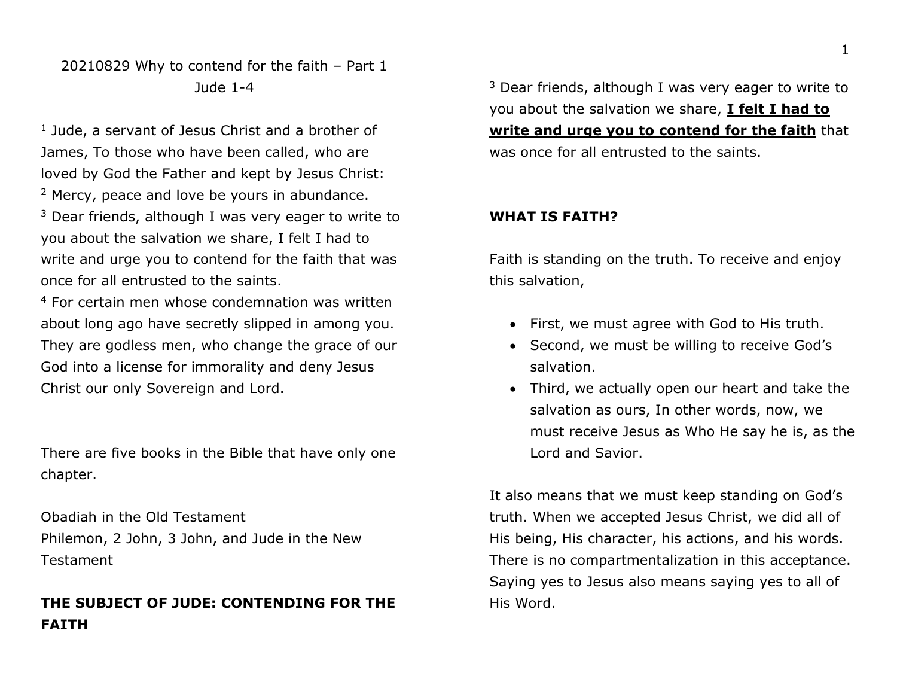20210829 Why to contend for the faith – Part 1

Jude 1-4

[1] Jude, a servant of Jesus Christ and a brother of James, To those who have been called, who are loved by God the Father and kept by Jesus Christ:
[2] Mercy, peace and love be yours in abundance.
[3] Dear friends, although I was very eager to write to you about the salvation we share, I felt I had to write and urge you to contend for the faith that was once for all entrusted to the saints.
[4] For certain men whose condemnation was written about long ago have secretly slipped in among you. They are godless men, who change the grace of our God into a license for immorality and deny Jesus Christ our only Sovereign and Lord.

There are five books in the Bible that have only one chapter.

Obadiah in the Old Testament
Philemon, 2 John, 3 John, and Jude in the New Testament

**THE SUBJECT OF JUDE: CONTENDING FOR THE FAITH**

[3] Dear friends, although I was very eager to write to you about the salvation we share, <u>**I felt I had to write and urge you to contend for the faith**</u> that was once for all entrusted to the saints.

**WHAT IS FAITH?**

Faith is standing on the truth. To receive and enjoy this salvation,

- First, we must agree with God to His truth.
- Second, we must be willing to receive God's salvation.
- Third, we actually open our heart and take the salvation as ours, In other words, now, we must receive Jesus as Who He say he is, as the Lord and Savior.

It also means that we must keep standing on God's truth. When we accepted Jesus Christ, we did all of His being, His character, his actions, and his words. There is no compartmentalization in this acceptance. Saying yes to Jesus also means saying yes to all of His Word.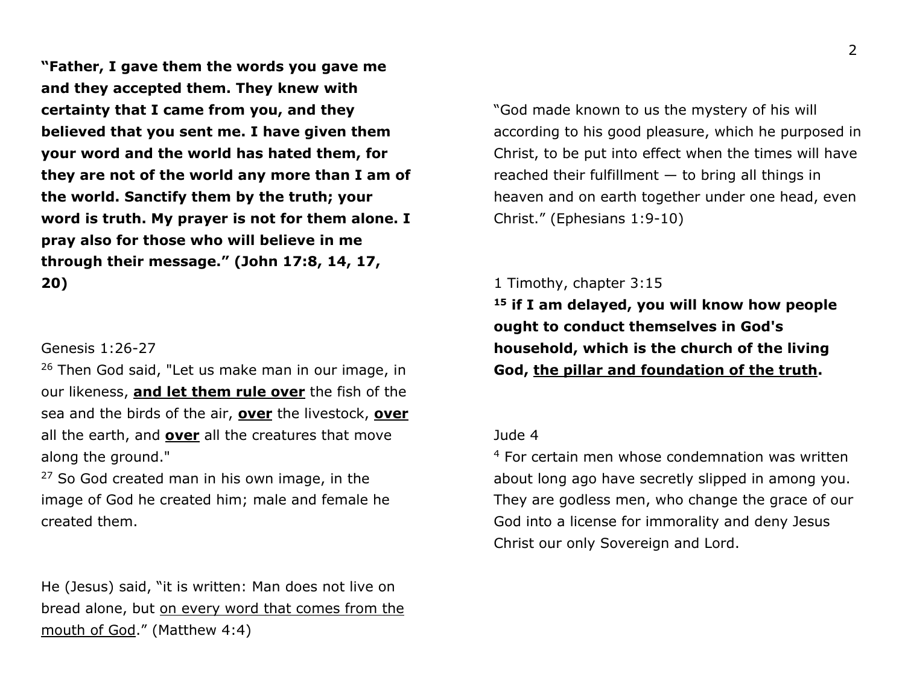**"Father, I gave them the words you gave me and they accepted them. They knew with certainty that I came from you, and they believed that you sent me. I have given them your word and the world has hated them, for they are not of the world any more than I am of the world. Sanctify them by the truth; your word is truth. My prayer is not for them alone. I pray also for those who will believe in me through their message." (John 17:8, 14, 17, 20)**

Genesis 1:26-27

[26] Then God said, "Let us make man in our image, in our likeness, <u>**and let them rule over**</u> the fish of the sea and the birds of the air, <u>**over**</u> the livestock, <u>**over**</u> all the earth, and <u>**over**</u> all the creatures that move along the ground."

[27] So God created man in his own image, in the image of God he created him; male and female he created them.

He (Jesus) said, "it is written: Man does not live on bread alone, but <u>on every word that comes from the mouth of God</u>." (Matthew 4:4)

"God made known to us the mystery of his will according to his good pleasure, which he purposed in Christ, to be put into effect when the times will have reached their fulfillment — to bring all things in heaven and on earth together under one head, even Christ." (Ephesians 1:9-10)

1 Timothy, chapter 3:15

**[15] if I am delayed, you will know how people ought to conduct themselves in God's household, which is the church of the living God, <u>the pillar and foundation of the truth</u>.**

Jude 4

[4] For certain men whose condemnation was written about long ago have secretly slipped in among you. They are godless men, who change the grace of our God into a license for immorality and deny Jesus Christ our only Sovereign and Lord.